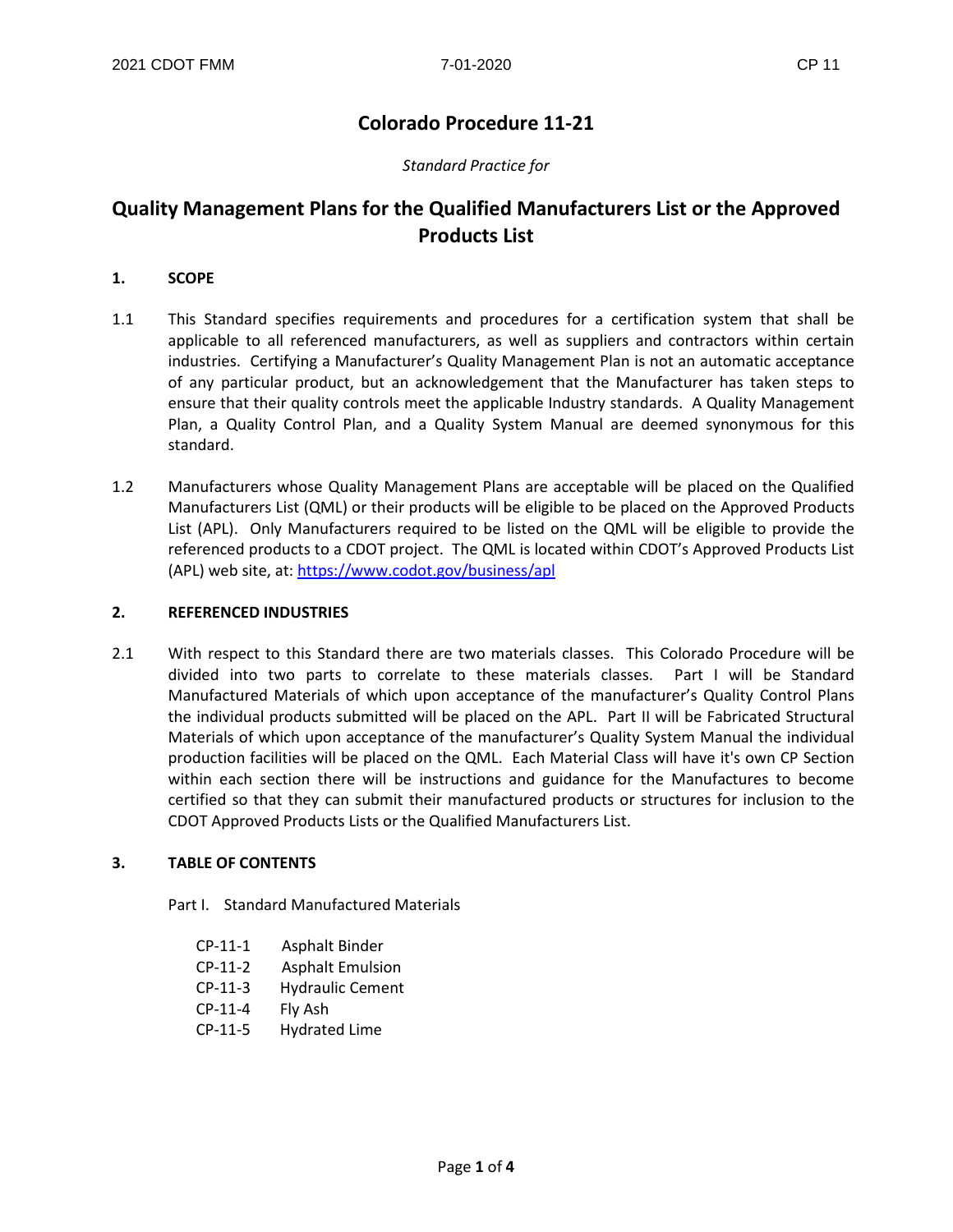# Colorado Procedure 11-21

*Standard Practice for*

# Quality Management Plans for the Qualified Manufacturers List or the Approved Products List

## 1. SCOPE

1.1 This Standard specifies requirements and procedures for a certification system that shall be applicable to all referenced manufacturers, as well as suppliers and contractors within certain industries. Certifying a Manufacturer's Quality Management Plan is not an automatic acceptance of any particular product, but an acknowledgement that the Manufacturer has taken steps to ensure that their quality controls meet the applicable Industry standards. A Quality Management Plan, a Quality Control Plan, and a Quality System Manual are deemed synonymous for this standard.

1.2 Manufacturers whose Quality Management Plans are acceptable will be placed on the Qualified Manufacturers List (QML) or their products will be eligible to be placed on the Approved Products List (APL). Only Manufacturers required to be listed on the QML will be eligible to provide the referenced products to a CDOT project. The QML is located within CDOT's Approved Products List (APL) web site, at: https://www.codot.gov/business/apl

## 2. REFERENCED INDUSTRIES

2.1 With respect to this Standard there are two materials classes. This Colorado Procedure will be divided into two parts to correlate to these materials classes. Part I will be Standard Manufactured Materials of which upon acceptance of the manufacturer's Quality Control Plans the individual products submitted will be placed on the APL. Part II will be Fabricated Structural Materials of which upon acceptance of the manufacturer's Quality System Manual the individual production facilities will be placed on the QML. Each Material Class will have it's own CP Section within each section there will be instructions and guidance for the Manufactures to become certified so that they can submit their manufactured products or structures for inclusion to the CDOT Approved Products Lists or the Qualified Manufacturers List.

## 3. TABLE OF CONTENTS

Part I. Standard Manufactured Materials

- CP-11-1 Asphalt Binder
- CP-11-2 Asphalt Emulsion
- CP-11-3 Hydraulic Cement
- CP-11-4 Fly Ash
- CP-11-5 Hydrated Lime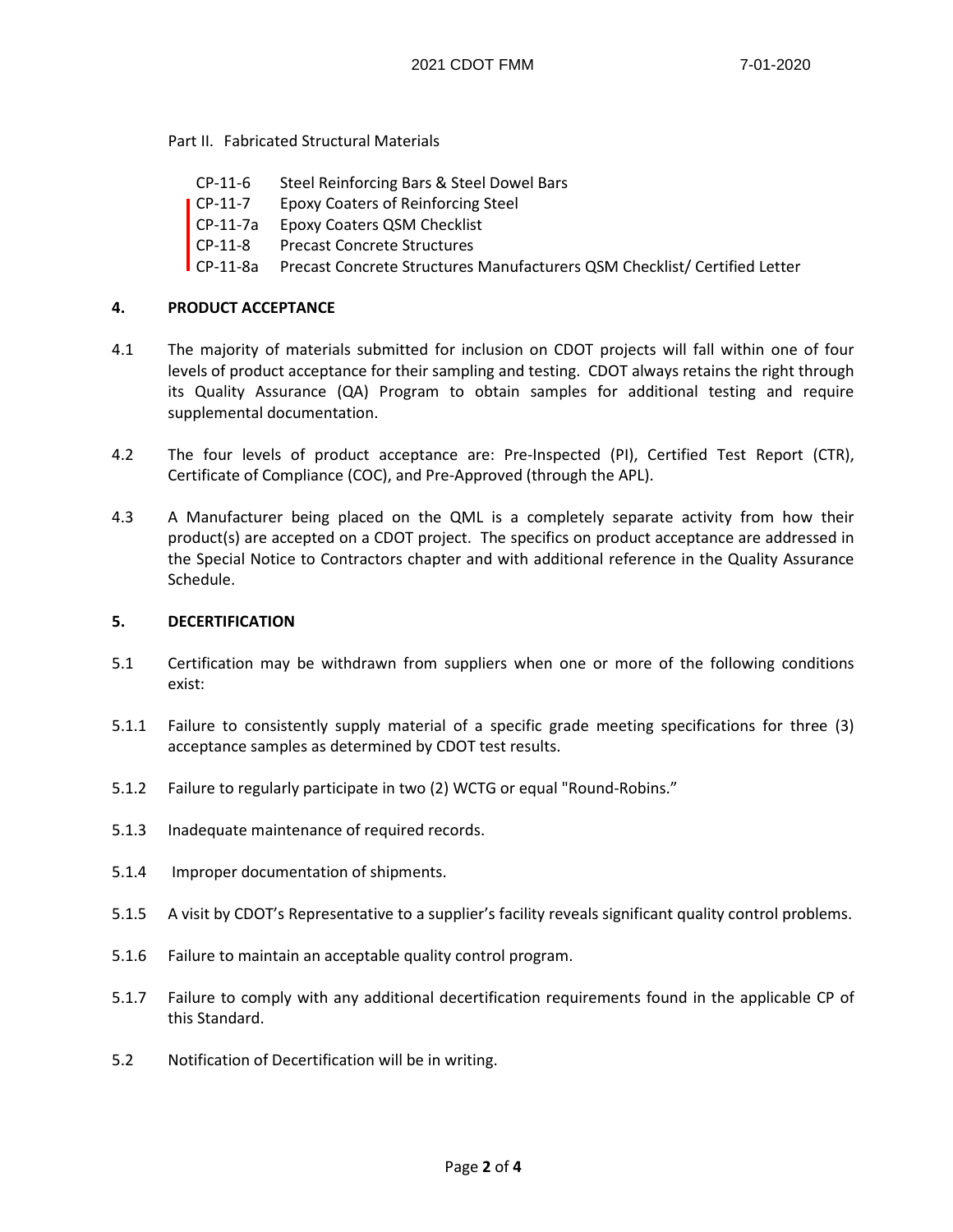Part II. Fabricated Structural Materials

| | |
|---|---|
| CP-11-6 | Steel Reinforcing Bars & Steel Dowel Bars |
| CP-11-7 | Epoxy Coaters of Reinforcing Steel |
| CP-11-7a | Epoxy Coaters QSM Checklist |
| CP-11-8 | Precast Concrete Structures |
| CP-11-8a | Precast Concrete Structures Manufacturers QSM Checklist/ Certified Letter |

## 4. PRODUCT ACCEPTANCE

4.1 The majority of materials submitted for inclusion on CDOT projects will fall within one of four levels of product acceptance for their sampling and testing. CDOT always retains the right through its Quality Assurance (QA) Program to obtain samples for additional testing and require supplemental documentation.

4.2 The four levels of product acceptance are: Pre-Inspected (PI), Certified Test Report (CTR), Certificate of Compliance (COC), and Pre-Approved (through the APL).

4.3 A Manufacturer being placed on the QML is a completely separate activity from how their product(s) are accepted on a CDOT project. The specifics on product acceptance are addressed in the Special Notice to Contractors chapter and with additional reference in the Quality Assurance Schedule.

## 5. DECERTIFICATION

5.1 Certification may be withdrawn from suppliers when one or more of the following conditions exist:

5.1.1 Failure to consistently supply material of a specific grade meeting specifications for three (3) acceptance samples as determined by CDOT test results.

5.1.2 Failure to regularly participate in two (2) WCTG or equal "Round-Robins."

5.1.3 Inadequate maintenance of required records.

5.1.4 Improper documentation of shipments.

5.1.5 A visit by CDOT's Representative to a supplier's facility reveals significant quality control problems.

5.1.6 Failure to maintain an acceptable quality control program.

5.1.7 Failure to comply with any additional decertification requirements found in the applicable CP of this Standard.

5.2 Notification of Decertification will be in writing.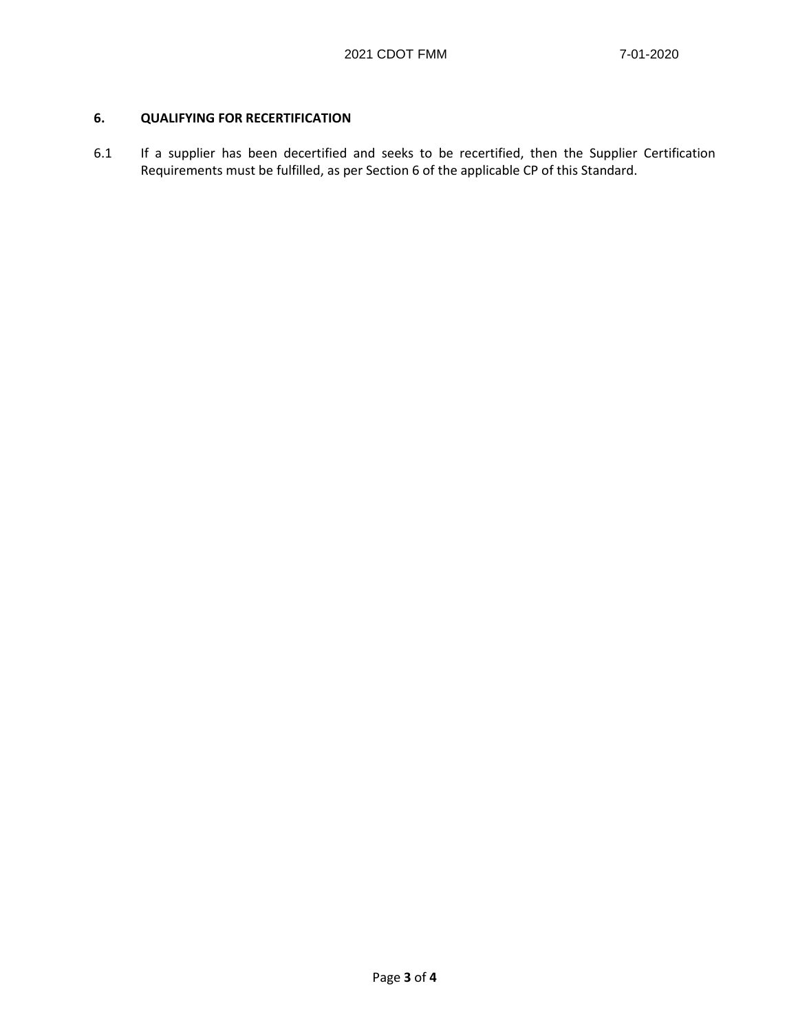## 6. QUALIFYING FOR RECERTIFICATION

6.1 If a supplier has been decertified and seeks to be recertified, then the Supplier Certification Requirements must be fulfilled, as per Section 6 of the applicable CP of this Standard.